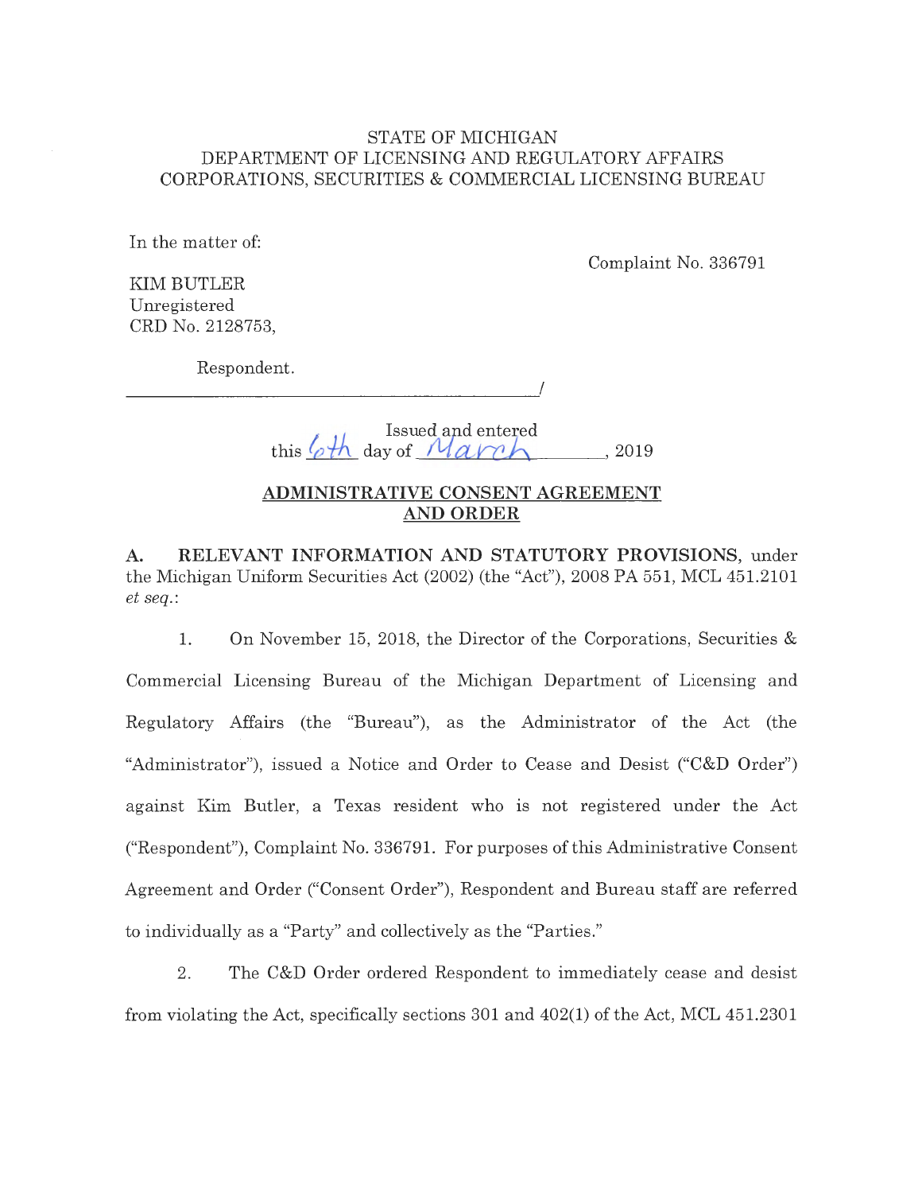STATE OF MICHIGAN
DEPARTMENT OF LICENSING AND REGULATORY AFFAIRS
CORPORATIONS, SECURITIES & COMMERCIAL LICENSING BUREAU

In the matter of:

Complaint No. 336791

KIM BUTLER
Unregistered
CRD No. 2128753,

Respondent.

_______________________________________/

Issued and entered
this 6th day of March, 2019

**ADMINISTRATIVE CONSENT AGREEMENT AND ORDER**

**A. RELEVANT INFORMATION AND STATUTORY PROVISIONS**, under the Michigan Uniform Securities Act (2002) (the "Act"), 2008 PA 551, MCL 451.2101 *et seq.*:

1. On November 15, 2018, the Director of the Corporations, Securities & Commercial Licensing Bureau of the Michigan Department of Licensing and Regulatory Affairs (the "Bureau"), as the Administrator of the Act (the "Administrator"), issued a Notice and Order to Cease and Desist ("C&D Order") against Kim Butler, a Texas resident who is not registered under the Act ("Respondent"), Complaint No. 336791. For purposes of this Administrative Consent Agreement and Order ("Consent Order"), Respondent and Bureau staff are referred to individually as a "Party" and collectively as the "Parties."

2. The C&D Order ordered Respondent to immediately cease and desist from violating the Act, specifically sections 301 and 402(1) of the Act, MCL 451.2301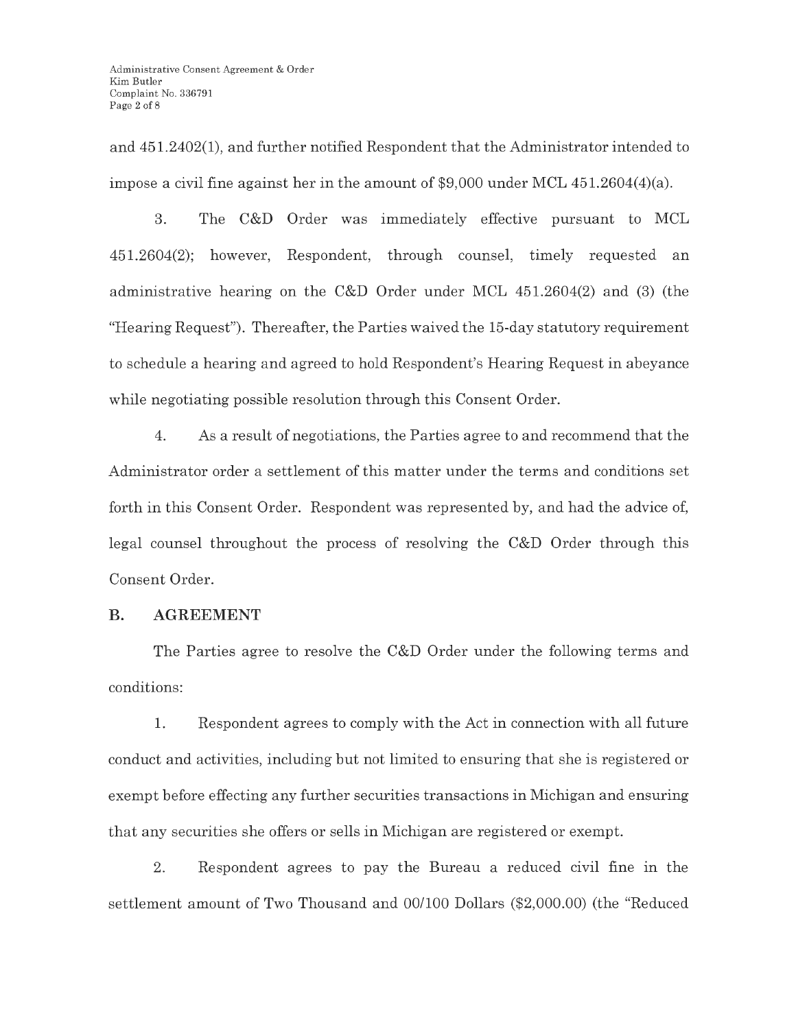and 451.2402(1), and further notified Respondent that the Administrator intended to impose a civil fine against her in the amount of $9,000 under MCL 451.2604(4)(a).

3. The C&D Order was immediately effective pursuant to MCL 451.2604(2); however, Respondent, through counsel, timely requested an administrative hearing on the C&D Order under MCL 451.2604(2) and (3) (the "Hearing Request"). Thereafter, the Parties waived the 15-day statutory requirement to schedule a hearing and agreed to hold Respondent's Hearing Request in abeyance while negotiating possible resolution through this Consent Order.

4. As a result of negotiations, the Parties agree to and recommend that the Administrator order a settlement of this matter under the terms and conditions set forth in this Consent Order. Respondent was represented by, and had the advice of, legal counsel throughout the process of resolving the C&D Order through this Consent Order.

## B. AGREEMENT

The Parties agree to resolve the C&D Order under the following terms and conditions:

1. Respondent agrees to comply with the Act in connection with all future conduct and activities, including but not limited to ensuring that she is registered or exempt before effecting any further securities transactions in Michigan and ensuring that any securities she offers or sells in Michigan are registered or exempt.

2. Respondent agrees to pay the Bureau a reduced civil fine in the settlement amount of Two Thousand and 00/100 Dollars ($2,000.00) (the "Reduced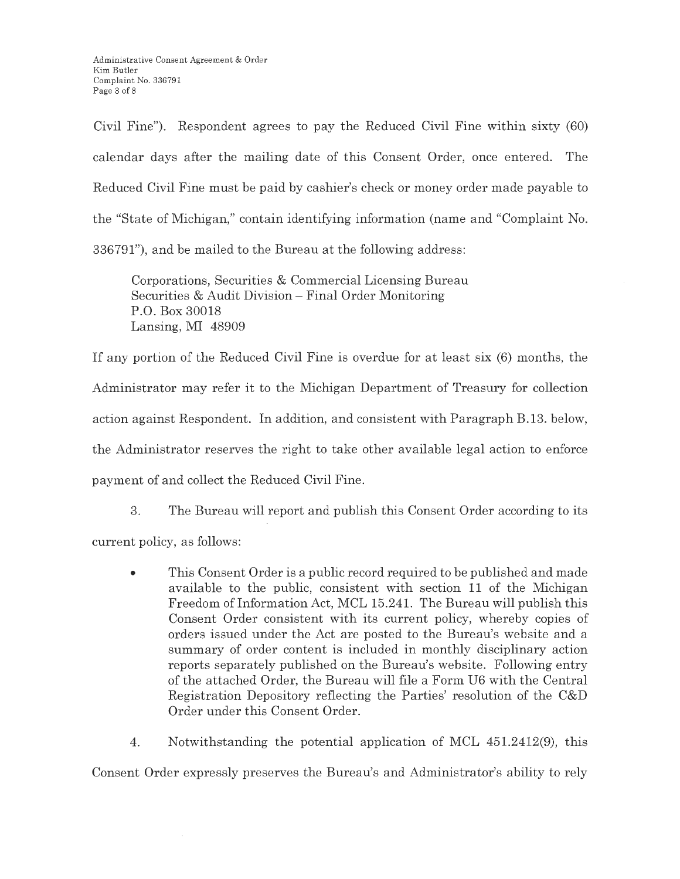Civil Fine"). Respondent agrees to pay the Reduced Civil Fine within sixty (60) calendar days after the mailing date of this Consent Order, once entered. The Reduced Civil Fine must be paid by cashier's check or money order made payable to the "State of Michigan," contain identifying information (name and "Complaint No. 336791"), and be mailed to the Bureau at the following address:

> Corporations, Securities & Commercial Licensing Bureau
> Securities & Audit Division – Final Order Monitoring
> P.O. Box 30018
> Lansing, MI 48909

If any portion of the Reduced Civil Fine is overdue for at least six (6) months, the Administrator may refer it to the Michigan Department of Treasury for collection action against Respondent. In addition, and consistent with Paragraph B.13. below, the Administrator reserves the right to take other available legal action to enforce payment of and collect the Reduced Civil Fine.

3. The Bureau will report and publish this Consent Order according to its current policy, as follows:

- This Consent Order is a public record required to be published and made available to the public, consistent with section 11 of the Michigan Freedom of Information Act, MCL 15.241. The Bureau will publish this Consent Order consistent with its current policy, whereby copies of orders issued under the Act are posted to the Bureau's website and a summary of order content is included in monthly disciplinary action reports separately published on the Bureau's website. Following entry of the attached Order, the Bureau will file a Form U6 with the Central Registration Depository reflecting the Parties' resolution of the C&D Order under this Consent Order.

4. Notwithstanding the potential application of MCL 451.2412(9), this Consent Order expressly preserves the Bureau's and Administrator's ability to rely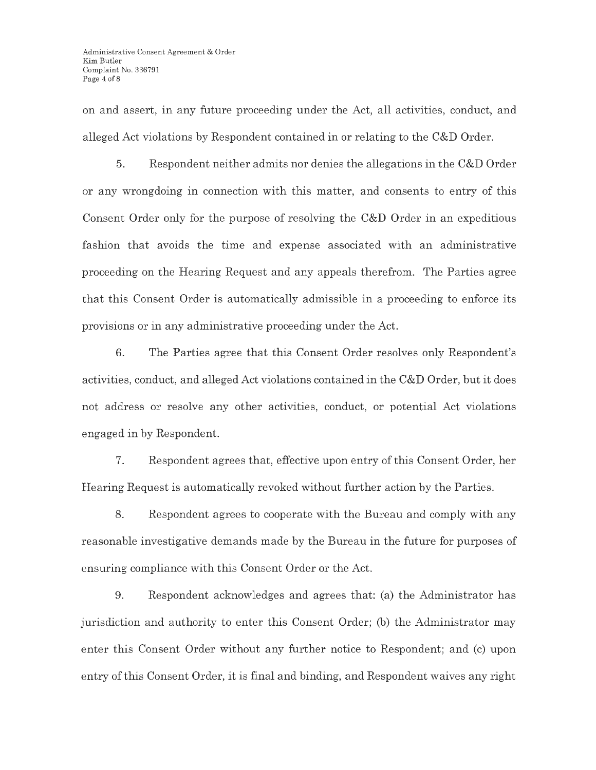on and assert, in any future proceeding under the Act, all activities, conduct, and alleged Act violations by Respondent contained in or relating to the C&D Order.

5. Respondent neither admits nor denies the allegations in the C&D Order or any wrongdoing in connection with this matter, and consents to entry of this Consent Order only for the purpose of resolving the C&D Order in an expeditious fashion that avoids the time and expense associated with an administrative proceeding on the Hearing Request and any appeals therefrom. The Parties agree that this Consent Order is automatically admissible in a proceeding to enforce its provisions or in any administrative proceeding under the Act.

6. The Parties agree that this Consent Order resolves only Respondent's activities, conduct, and alleged Act violations contained in the C&D Order, but it does not address or resolve any other activities, conduct, or potential Act violations engaged in by Respondent.

7. Respondent agrees that, effective upon entry of this Consent Order, her Hearing Request is automatically revoked without further action by the Parties.

8. Respondent agrees to cooperate with the Bureau and comply with any reasonable investigative demands made by the Bureau in the future for purposes of ensuring compliance with this Consent Order or the Act.

9. Respondent acknowledges and agrees that: (a) the Administrator has jurisdiction and authority to enter this Consent Order; (b) the Administrator may enter this Consent Order without any further notice to Respondent; and (c) upon entry of this Consent Order, it is final and binding, and Respondent waives any right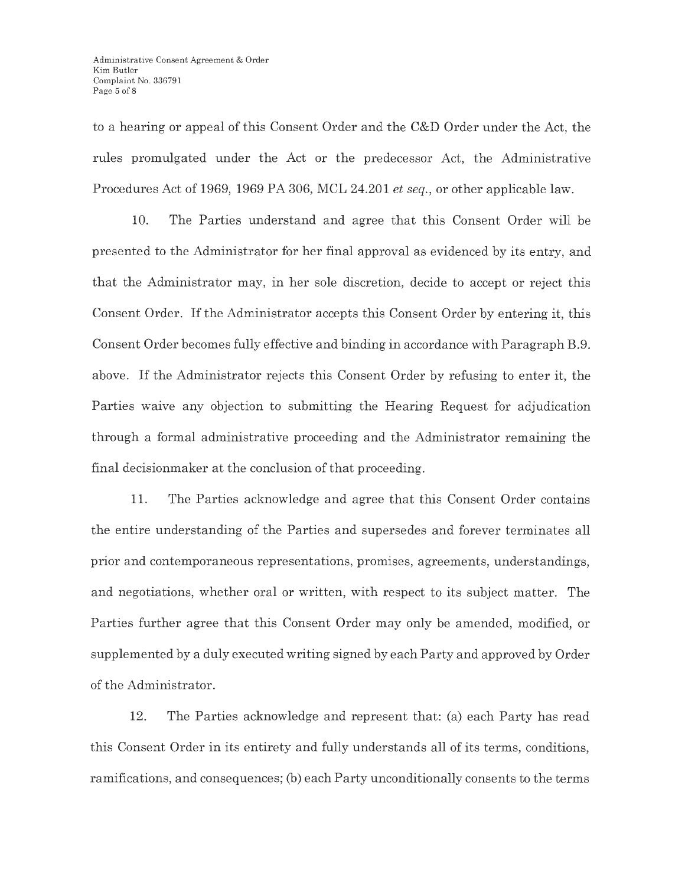to a hearing or appeal of this Consent Order and the C&D Order under the Act, the rules promulgated under the Act or the predecessor Act, the Administrative Procedures Act of 1969, 1969 PA 306, MCL 24.201 *et seq.*, or other applicable law.

10. The Parties understand and agree that this Consent Order will be presented to the Administrator for her final approval as evidenced by its entry, and that the Administrator may, in her sole discretion, decide to accept or reject this Consent Order. If the Administrator accepts this Consent Order by entering it, this Consent Order becomes fully effective and binding in accordance with Paragraph B.9. above. If the Administrator rejects this Consent Order by refusing to enter it, the Parties waive any objection to submitting the Hearing Request for adjudication through a formal administrative proceeding and the Administrator remaining the final decisionmaker at the conclusion of that proceeding.

11. The Parties acknowledge and agree that this Consent Order contains the entire understanding of the Parties and supersedes and forever terminates all prior and contemporaneous representations, promises, agreements, understandings, and negotiations, whether oral or written, with respect to its subject matter. The Parties further agree that this Consent Order may only be amended, modified, or supplemented by a duly executed writing signed by each Party and approved by Order of the Administrator.

12. The Parties acknowledge and represent that: (a) each Party has read this Consent Order in its entirety and fully understands all of its terms, conditions, ramifications, and consequences; (b) each Party unconditionally consents to the terms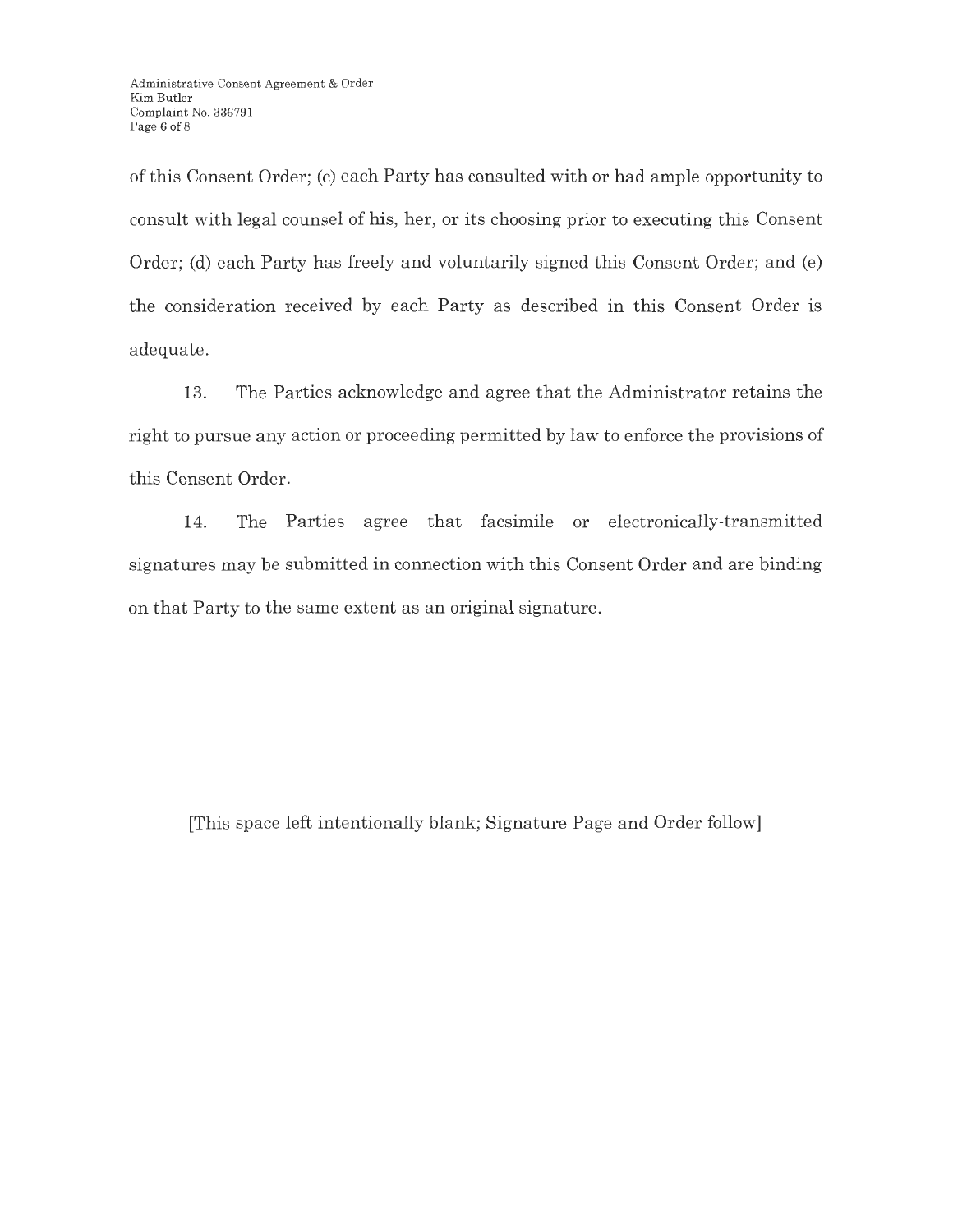of this Consent Order; (c) each Party has consulted with or had ample opportunity to consult with legal counsel of his, her, or its choosing prior to executing this Consent Order; (d) each Party has freely and voluntarily signed this Consent Order; and (e) the consideration received by each Party as described in this Consent Order is adequate.

13. The Parties acknowledge and agree that the Administrator retains the right to pursue any action or proceeding permitted by law to enforce the provisions of this Consent Order.

14. The Parties agree that facsimile or electronically-transmitted signatures may be submitted in connection with this Consent Order and are binding on that Party to the same extent as an original signature.

[This space left intentionally blank; Signature Page and Order follow]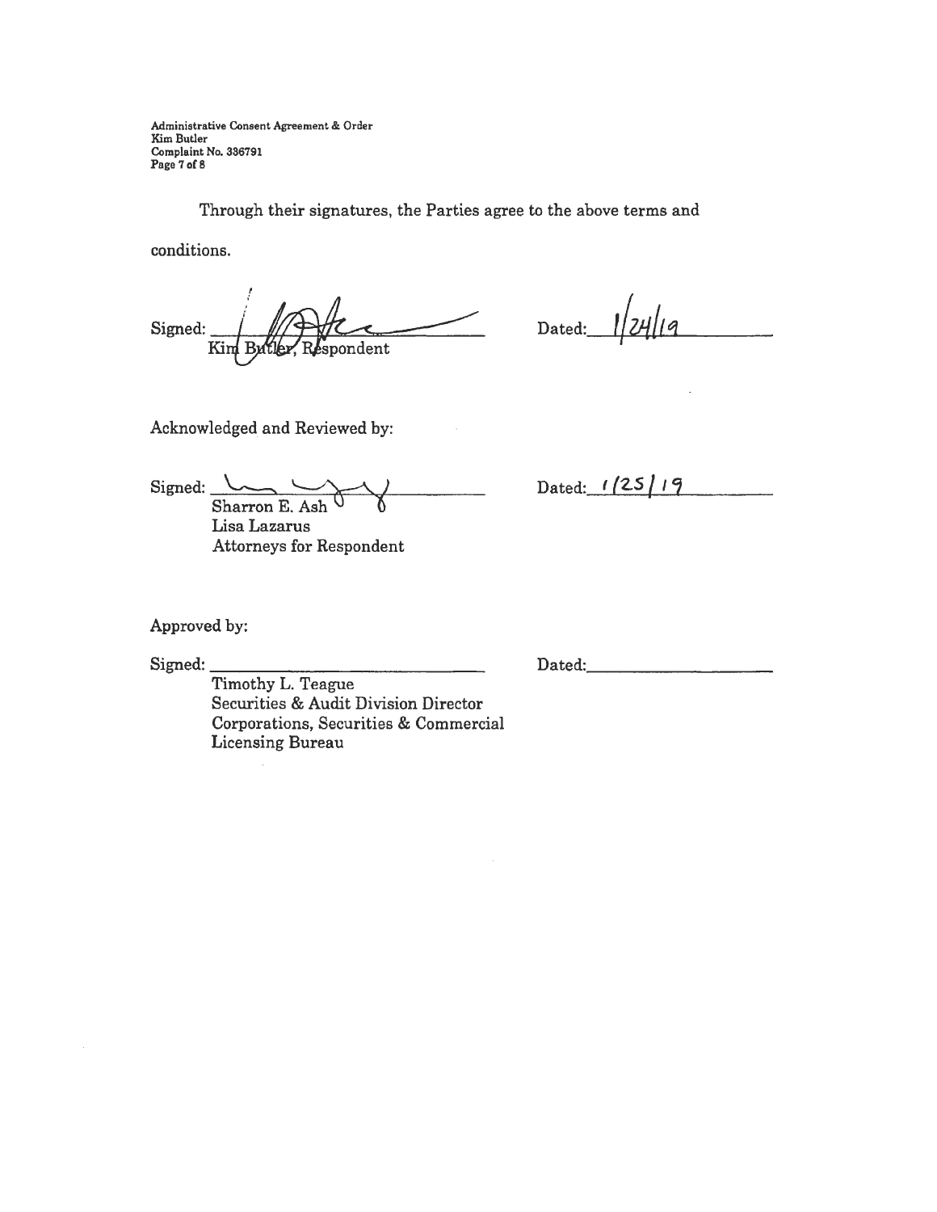Through their signatures, the Parties agree to the above terms and conditions.

Signed: ______________________________
Kim Butler, Respondent

Dated: 1/24/19

Acknowledged and Reviewed by:

Signed: ______________________________
Sharron E. Ash
Lisa Lazarus
Attorneys for Respondent

Dated: 1/25/19

Approved by:

Signed: ______________________________
Timothy L. Teague
Securities & Audit Division Director
Corporations, Securities & Commercial Licensing Bureau

Dated: ______________________________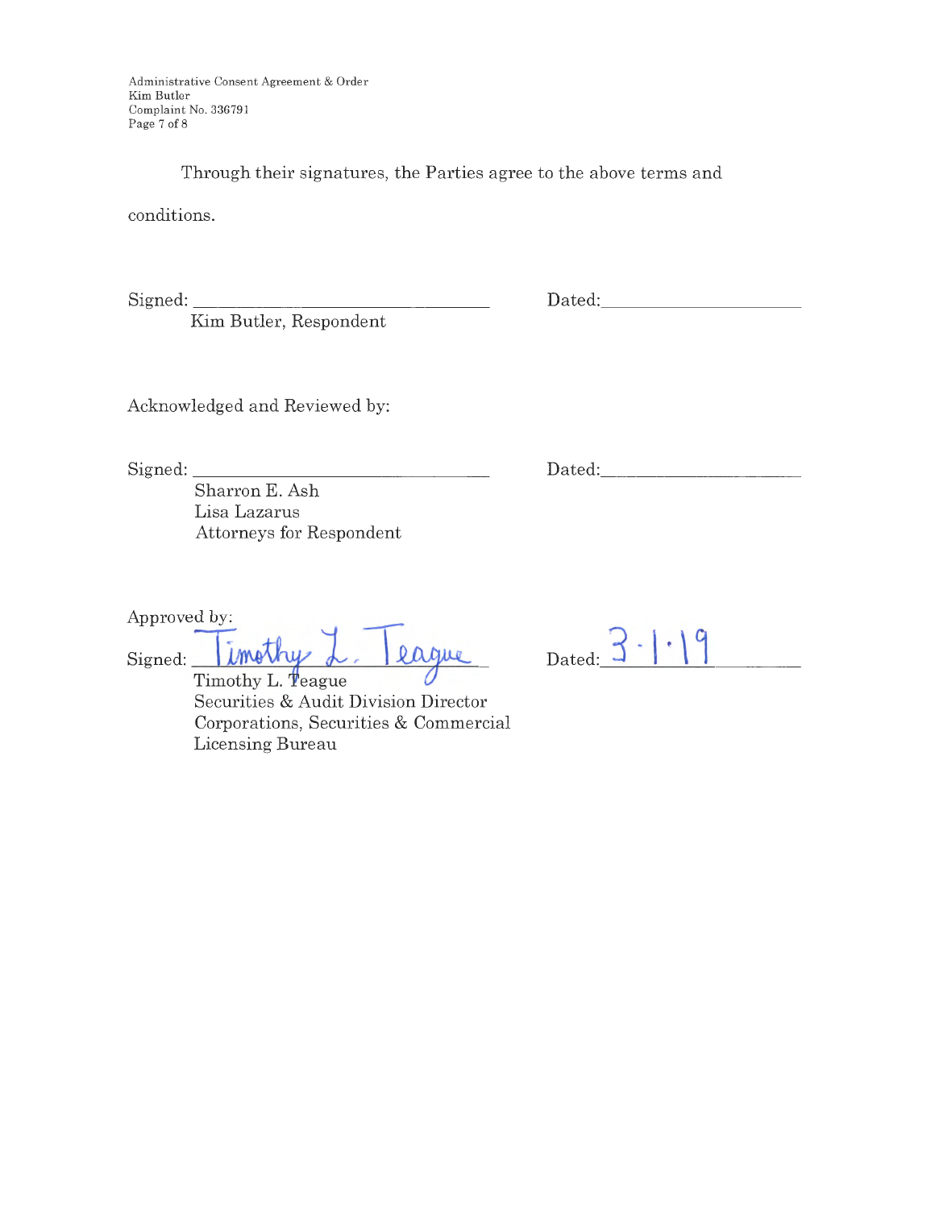Through their signatures, the Parties agree to the above terms and conditions.

Signed: ________________________________ Dated: ____________________
Kim Butler, Respondent

Acknowledged and Reviewed by:

Signed: ________________________________ Dated: ____________________
Sharron E. Ash
Lisa Lazarus
Attorneys for Respondent

Approved by:

Signed: Timothy L. Teague Dated: 3·1·19
Timothy L. Teague
Securities & Audit Division Director
Corporations, Securities & Commercial Licensing Bureau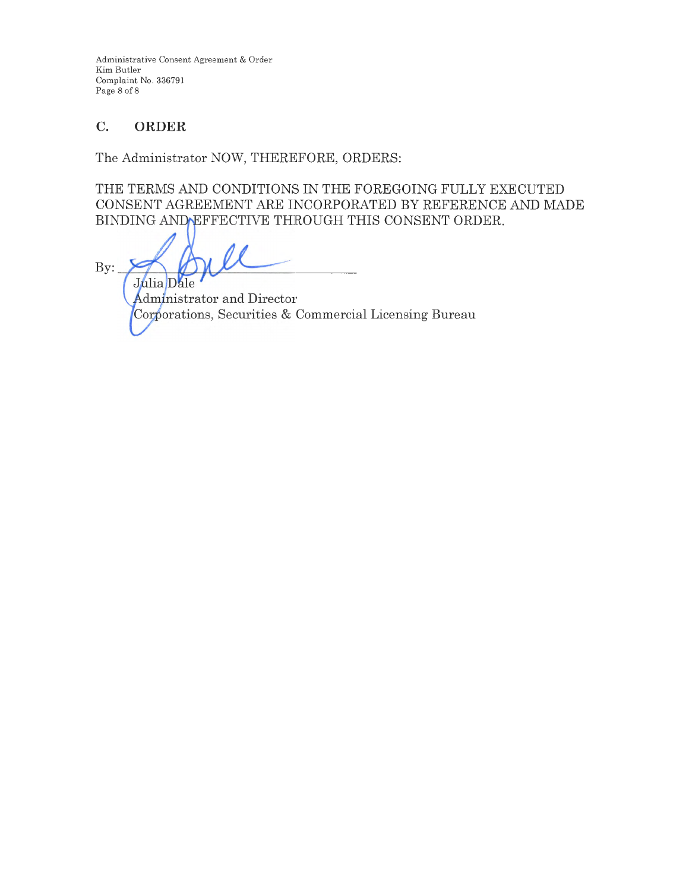## C. ORDER

The Administrator NOW, THEREFORE, ORDERS:

THE TERMS AND CONDITIONS IN THE FOREGOING FULLY EXECUTED CONSENT AGREEMENT ARE INCORPORATED BY REFERENCE AND MADE BINDING AND EFFECTIVE THROUGH THIS CONSENT ORDER.

By: ______________________________

Julia Dale
Administrator and Director
Corporations, Securities & Commercial Licensing Bureau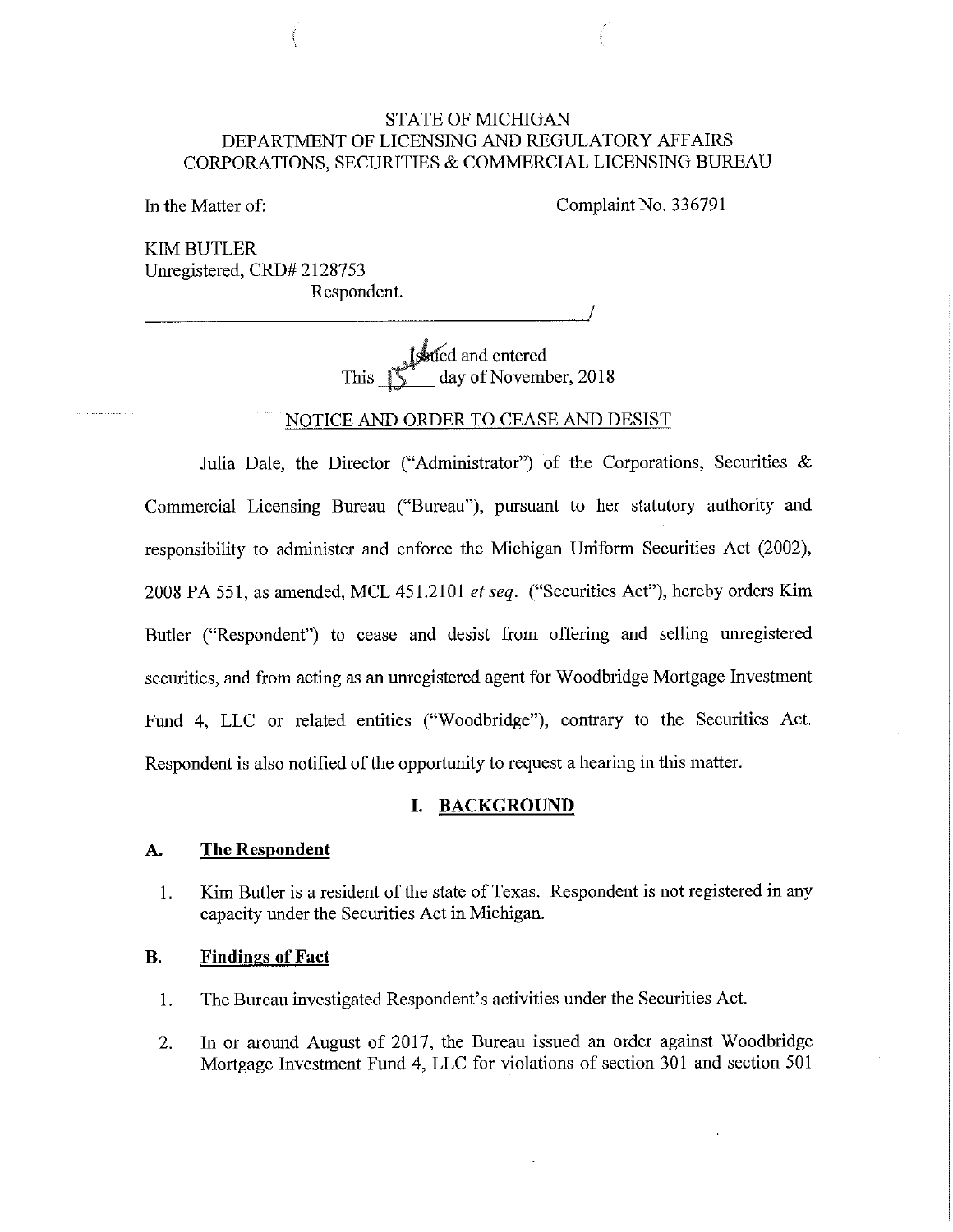STATE OF MICHIGAN
DEPARTMENT OF LICENSING AND REGULATORY AFFAIRS
CORPORATIONS, SECURITIES & COMMERCIAL LICENSING BUREAU

In the Matter of: Complaint No. 336791

KIM BUTLER
Unregistered, CRD# 2128753
Respondent.

Issued and entered
This 15 day of November, 2018

NOTICE AND ORDER TO CEASE AND DESIST

Julia Dale, the Director ("Administrator") of the Corporations, Securities & Commercial Licensing Bureau ("Bureau"), pursuant to her statutory authority and responsibility to administer and enforce the Michigan Uniform Securities Act (2002), 2008 PA 551, as amended, MCL 451.2101 *et seq.* ("Securities Act"), hereby orders Kim Butler ("Respondent") to cease and desist from offering and selling unregistered securities, and from acting as an unregistered agent for Woodbridge Mortgage Investment Fund 4, LLC or related entities ("Woodbridge"), contrary to the Securities Act. Respondent is also notified of the opportunity to request a hearing in this matter.

## I. BACKGROUND

### A. The Respondent

1. Kim Butler is a resident of the state of Texas. Respondent is not registered in any capacity under the Securities Act in Michigan.

### B. Findings of Fact

1. The Bureau investigated Respondent's activities under the Securities Act.
2. In or around August of 2017, the Bureau issued an order against Woodbridge Mortgage Investment Fund 4, LLC for violations of section 301 and section 501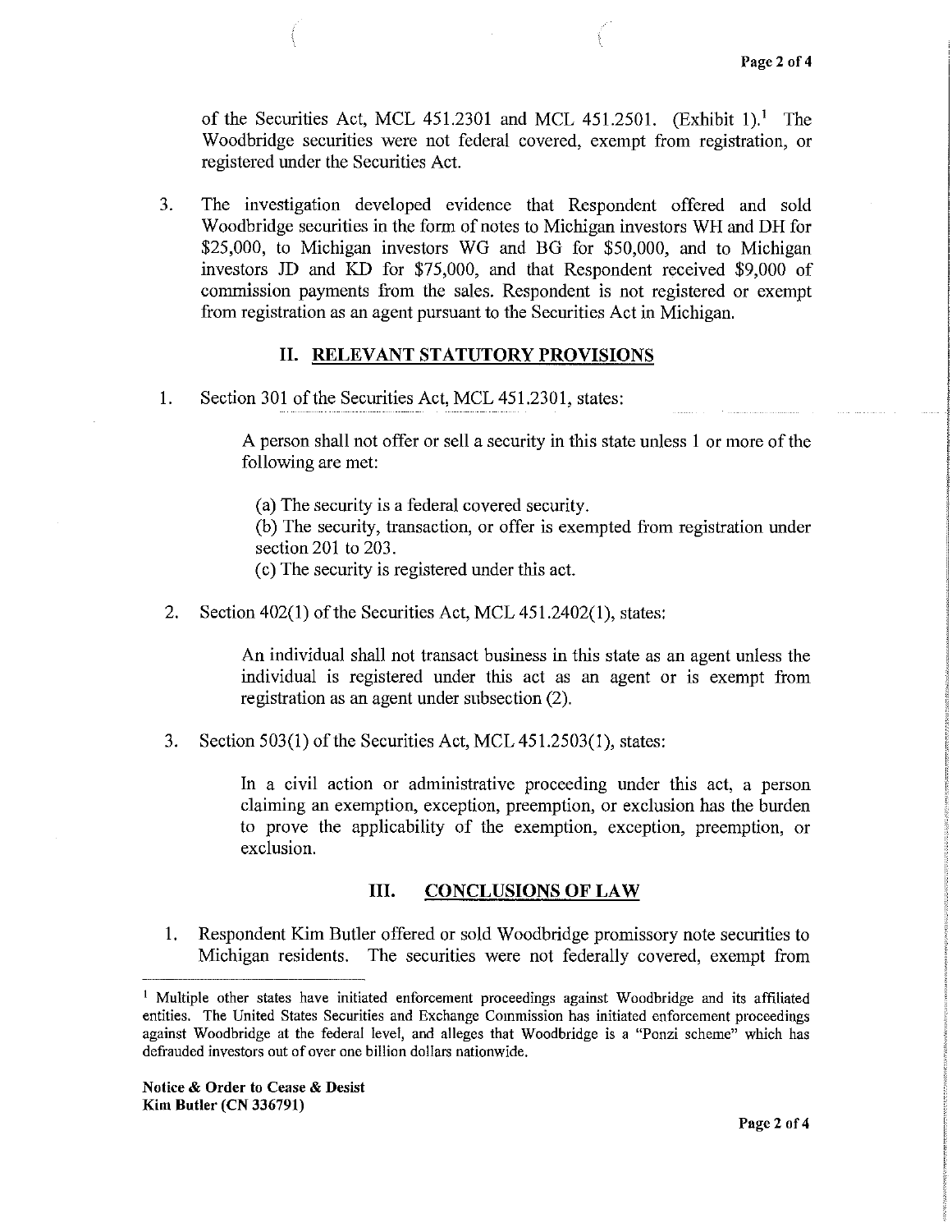of the Securities Act, MCL 451.2301 and MCL 451.2501. (Exhibit 1).[1] The Woodbridge securities were not federal covered, exempt from registration, or registered under the Securities Act.

3. The investigation developed evidence that Respondent offered and sold Woodbridge securities in the form of notes to Michigan investors WH and DH for $25,000, to Michigan investors WG and BG for $50,000, and to Michigan investors JD and KD for $75,000, and that Respondent received $9,000 of commission payments from the sales. Respondent is not registered or exempt from registration as an agent pursuant to the Securities Act in Michigan.

## II. RELEVANT STATUTORY PROVISIONS

1. Section 301 of the Securities Act, MCL 451.2301, states:

   > A person shall not offer or sell a security in this state unless 1 or more of the following are met:
   >
   > (a) The security is a federal covered security.
   > (b) The security, transaction, or offer is exempted from registration under section 201 to 203.
   > (c) The security is registered under this act.

2. Section 402(1) of the Securities Act, MCL 451.2402(1), states:

   > An individual shall not transact business in this state as an agent unless the individual is registered under this act as an agent or is exempt from registration as an agent under subsection (2).

3. Section 503(1) of the Securities Act, MCL 451.2503(1), states:

   > In a civil action or administrative proceeding under this act, a person claiming an exemption, exception, preemption, or exclusion has the burden to prove the applicability of the exemption, exception, preemption, or exclusion.

## III. CONCLUSIONS OF LAW

1. Respondent Kim Butler offered or sold Woodbridge promissory note securities to Michigan residents. The securities were not federally covered, exempt from

---

[1] Multiple other states have initiated enforcement proceedings against Woodbridge and its affiliated entities. The United States Securities and Exchange Commission has initiated enforcement proceedings against Woodbridge at the federal level, and alleges that Woodbridge is a "Ponzi scheme" which has defrauded investors out of over one billion dollars nationwide.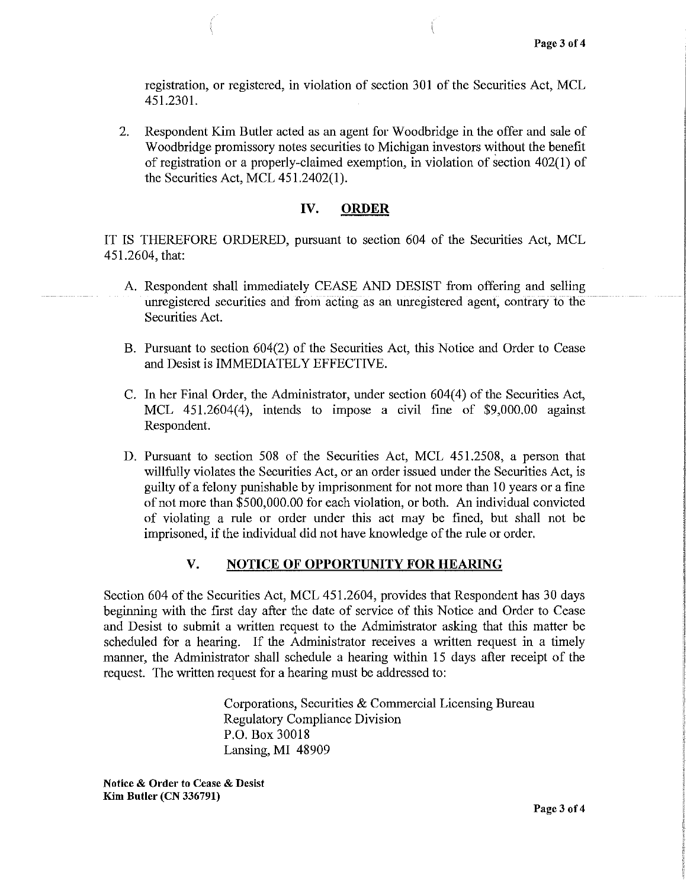registration, or registered, in violation of section 301 of the Securities Act, MCL 451.2301.

2. Respondent Kim Butler acted as an agent for Woodbridge in the offer and sale of Woodbridge promissory notes securities to Michigan investors without the benefit of registration or a properly-claimed exemption, in violation of section 402(1) of the Securities Act, MCL 451.2402(1).

## IV. ORDER

IT IS THEREFORE ORDERED, pursuant to section 604 of the Securities Act, MCL 451.2604, that:

A. Respondent shall immediately CEASE AND DESIST from offering and selling unregistered securities and from acting as an unregistered agent, contrary to the Securities Act.

B. Pursuant to section 604(2) of the Securities Act, this Notice and Order to Cease and Desist is IMMEDIATELY EFFECTIVE.

C. In her Final Order, the Administrator, under section 604(4) of the Securities Act, MCL 451.2604(4), intends to impose a civil fine of $9,000.00 against Respondent.

D. Pursuant to section 508 of the Securities Act, MCL 451.2508, a person that willfully violates the Securities Act, or an order issued under the Securities Act, is guilty of a felony punishable by imprisonment for not more than 10 years or a fine of not more than $500,000.00 for each violation, or both. An individual convicted of violating a rule or order under this act may be fined, but shall not be imprisoned, if the individual did not have knowledge of the rule or order.

## V. NOTICE OF OPPORTUNITY FOR HEARING

Section 604 of the Securities Act, MCL 451.2604, provides that Respondent has 30 days beginning with the first day after the date of service of this Notice and Order to Cease and Desist to submit a written request to the Administrator asking that this matter be scheduled for a hearing. If the Administrator receives a written request in a timely manner, the Administrator shall schedule a hearing within 15 days after receipt of the request. The written request for a hearing must be addressed to:

Corporations, Securities & Commercial Licensing Bureau
Regulatory Compliance Division
P.O. Box 30018
Lansing, MI 48909

**Notice & Order to Cease & Desist**
**Kim Butler (CN 336791)**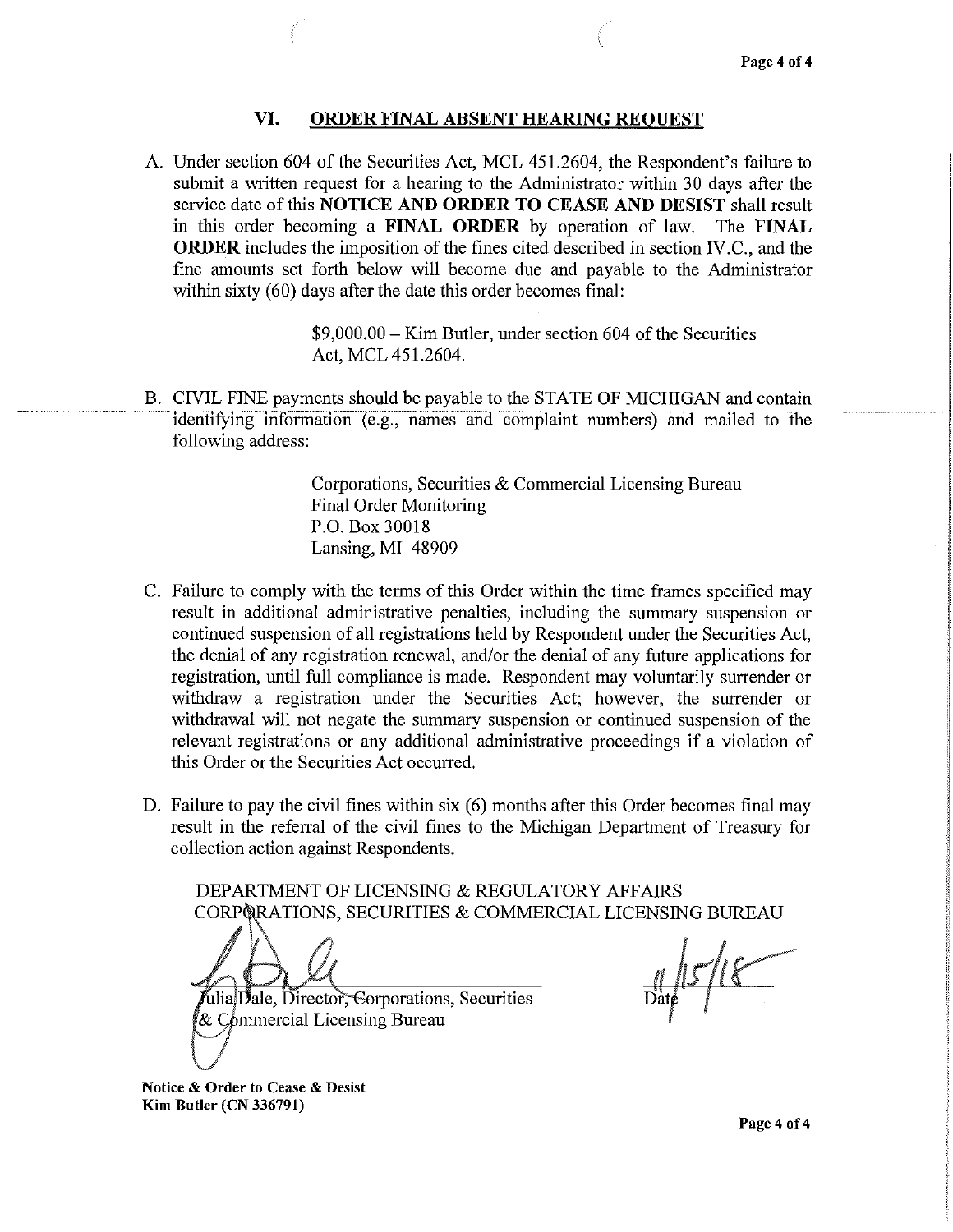## VI. ORDER FINAL ABSENT HEARING REQUEST

A. Under section 604 of the Securities Act, MCL 451.2604, the Respondent's failure to submit a written request for a hearing to the Administrator within 30 days after the service date of this **NOTICE AND ORDER TO CEASE AND DESIST** shall result in this order becoming a **FINAL ORDER** by operation of law. The **FINAL ORDER** includes the imposition of the fines cited described in section IV.C., and the fine amounts set forth below will become due and payable to the Administrator within sixty (60) days after the date this order becomes final:

> $9,000.00 – Kim Butler, under section 604 of the Securities Act, MCL 451.2604.

B. CIVIL FINE payments should be payable to the STATE OF MICHIGAN and contain identifying information (e.g., names and complaint numbers) and mailed to the following address:

> Corporations, Securities & Commercial Licensing Bureau
> Final Order Monitoring
> P.O. Box 30018
> Lansing, MI 48909

C. Failure to comply with the terms of this Order within the time frames specified may result in additional administrative penalties, including the summary suspension or continued suspension of all registrations held by Respondent under the Securities Act, the denial of any registration renewal, and/or the denial of any future applications for registration, until full compliance is made. Respondent may voluntarily surrender or withdraw a registration under the Securities Act; however, the surrender or withdrawal will not negate the summary suspension or continued suspension of the relevant registrations or any additional administrative proceedings if a violation of this Order or the Securities Act occurred.

D. Failure to pay the civil fines within six (6) months after this Order becomes final may result in the referral of the civil fines to the Michigan Department of Treasury for collection action against Respondents.

DEPARTMENT OF LICENSING & REGULATORY AFFAIRS
CORPORATIONS, SECURITIES & COMMERCIAL LICENSING BUREAU

Julia Dale, Director, Corporations, Securities & Commercial Licensing Bureau

11/15/18
Date

**Notice & Order to Cease & Desist**
**Kim Butler (CN 336791)**